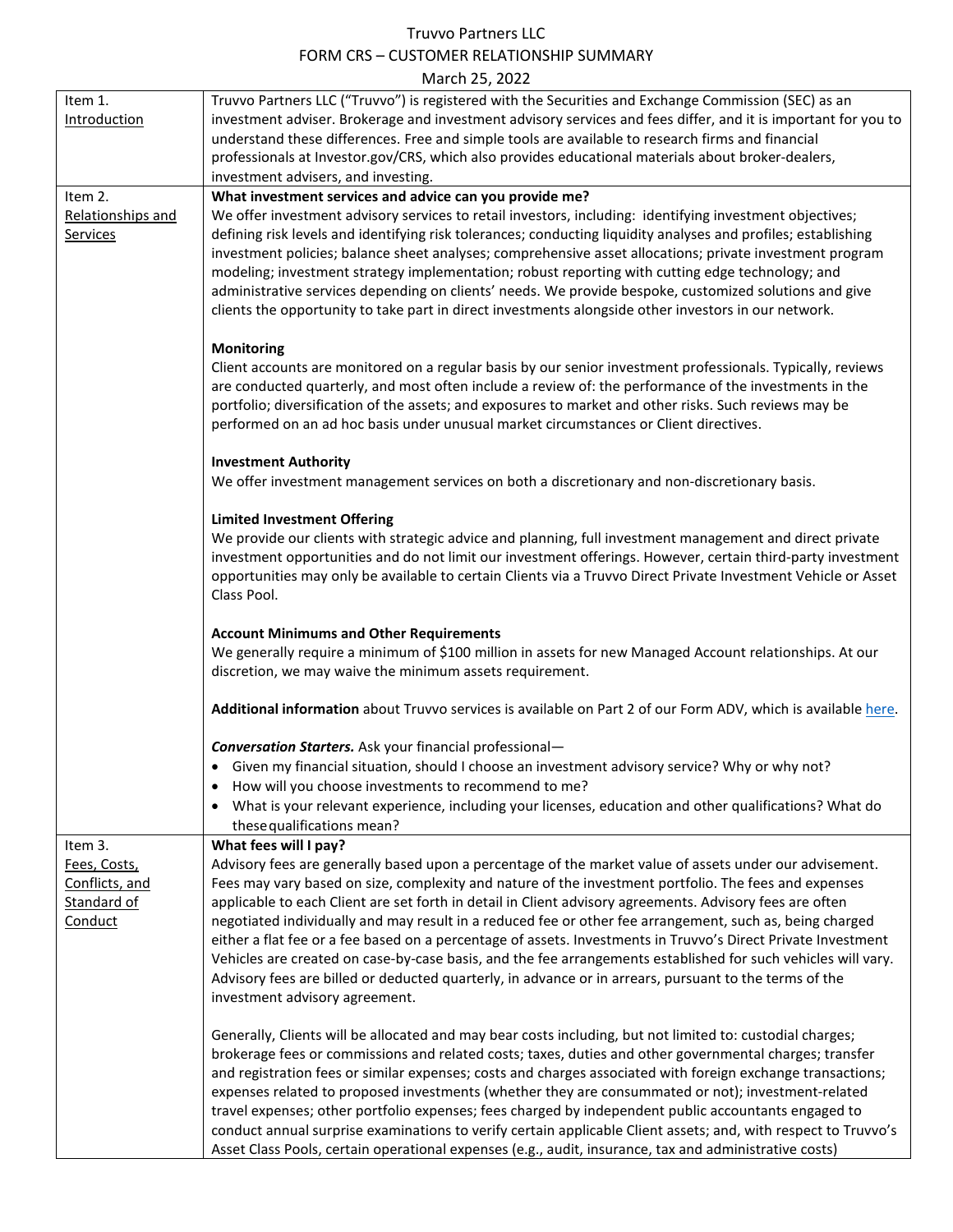Truvvo Partners LLC

FORM CRS – CUSTOMER RELATIONSHIP SUMMARY

March 25, 2022

| | |
|---|---|
| Item 1. Introduction | Truvvo Partners LLC ("Truvvo") is registered with the Securities and Exchange Commission (SEC) as an investment adviser. Brokerage and investment advisory services and fees differ, and it is important for you to understand these differences. Free and simple tools are available to research firms and financial professionals at Investor.gov/CRS, which also provides educational materials about broker-dealers, investment advisers, and investing. |
| Item 2. Relationships and Services | **What investment services and advice can you provide me?**<br>We offer investment advisory services to retail investors, including: identifying investment objectives; defining risk levels and identifying risk tolerances; conducting liquidity analyses and profiles; establishing investment policies; balance sheet analyses; comprehensive asset allocations; private investment program modeling; investment strategy implementation; robust reporting with cutting edge technology; and administrative services depending on clients' needs. We provide bespoke, customized solutions and give clients the opportunity to take part in direct investments alongside other investors in our network.<br><br>**Monitoring**<br>Client accounts are monitored on a regular basis by our senior investment professionals. Typically, reviews are conducted quarterly, and most often include a review of: the performance of the investments in the portfolio; diversification of the assets; and exposures to market and other risks. Such reviews may be performed on an ad hoc basis under unusual market circumstances or Client directives.<br><br>**Investment Authority**<br>We offer investment management services on both a discretionary and non-discretionary basis.<br><br>**Limited Investment Offering**<br>We provide our clients with strategic advice and planning, full investment management and direct private investment opportunities and do not limit our investment offerings. However, certain third-party investment opportunities may only be available to certain Clients via a Truvvo Direct Private Investment Vehicle or Asset Class Pool.<br><br>**Account Minimums and Other Requirements**<br>We generally require a minimum of $100 million in assets for new Managed Account relationships. At our discretion, we may waive the minimum assets requirement.<br><br>**Additional information** about Truvvo services is available on Part 2 of our Form ADV, which is available here.<br><br>***Conversation Starters.*** Ask your financial professional—<br>• Given my financial situation, should I choose an investment advisory service? Why or why not?<br>• How will you choose investments to recommend to me?<br>• What is your relevant experience, including your licenses, education and other qualifications? What do these qualifications mean? |
| Item 3. Fees, Costs, Conflicts, and Standard of Conduct | **What fees will I pay?**<br>Advisory fees are generally based upon a percentage of the market value of assets under our advisement. Fees may vary based on size, complexity and nature of the investment portfolio. The fees and expenses applicable to each Client are set forth in detail in Client advisory agreements. Advisory fees are often negotiated individually and may result in a reduced fee or other fee arrangement, such as, being charged either a flat fee or a fee based on a percentage of assets. Investments in Truvvo's Direct Private Investment Vehicles are created on case-by-case basis, and the fee arrangements established for such vehicles will vary. Advisory fees are billed or deducted quarterly, in advance or in arrears, pursuant to the terms of the investment advisory agreement.<br><br>Generally, Clients will be allocated and may bear costs including, but not limited to: custodial charges; brokerage fees or commissions and related costs; taxes, duties and other governmental charges; transfer and registration fees or similar expenses; costs and charges associated with foreign exchange transactions; expenses related to proposed investments (whether they are consummated or not); investment-related travel expenses; other portfolio expenses; fees charged by independent public accountants engaged to conduct annual surprise examinations to verify certain applicable Client assets; and, with respect to Truvvo's Asset Class Pools, certain operational expenses (e.g., audit, insurance, tax and administrative costs) |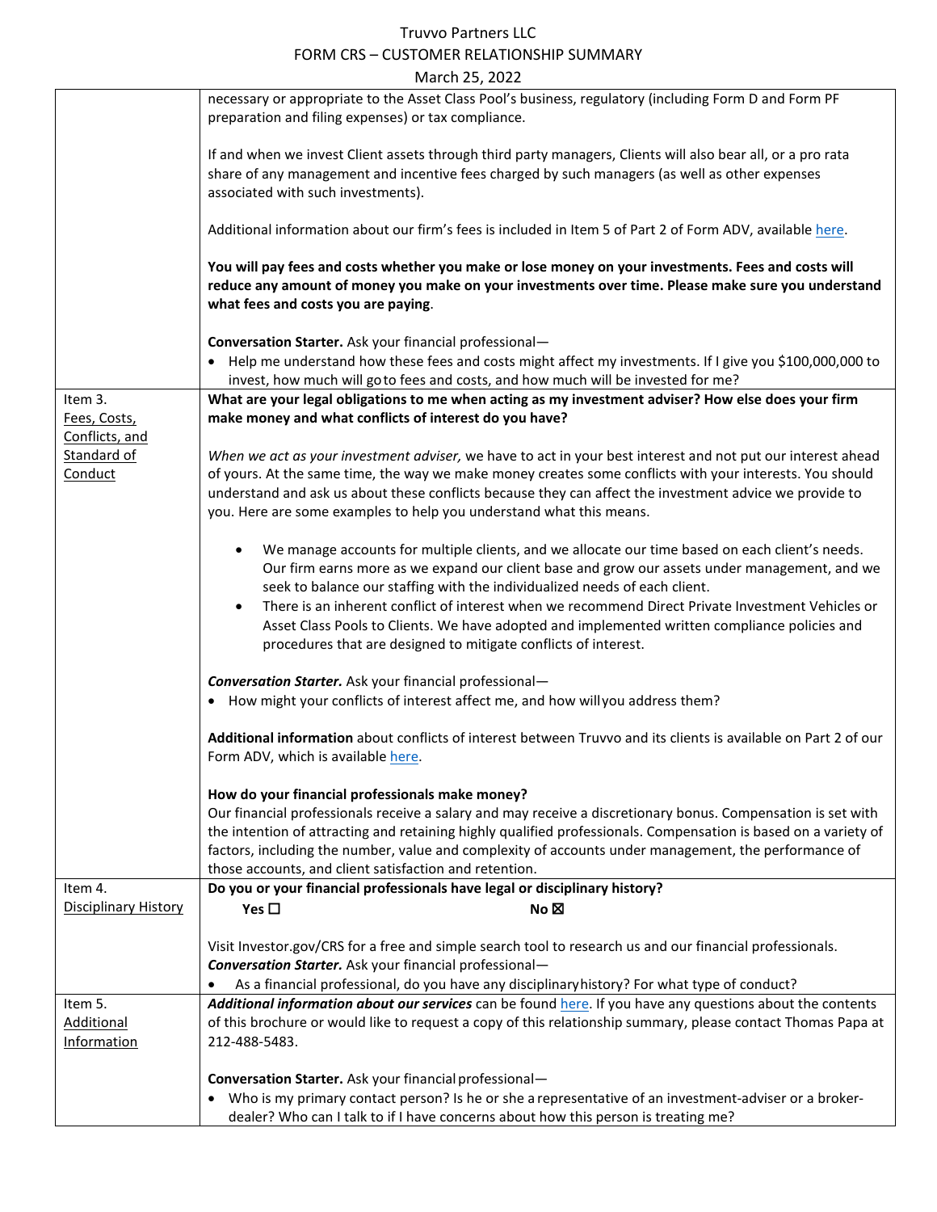| | |
|---|---|
| | necessary or appropriate to the Asset Class Pool's business, regulatory (including Form D and Form PF preparation and filing expenses) or tax compliance.<br><br>If and when we invest Client assets through third party managers, Clients will also bear all, or a pro rata share of any management and incentive fees charged by such managers (as well as other expenses associated with such investments).<br><br>Additional information about our firm's fees is included in Item 5 of Part 2 of Form ADV, available here.<br><br>**You will pay fees and costs whether you make or lose money on your investments. Fees and costs will reduce any amount of money you make on your investments over time. Please make sure you understand what fees and costs you are paying**.<br><br>**Conversation Starter.** Ask your financial professional—<br>• Help me understand how these fees and costs might affect my investments. If I give you $100,000,000 to invest, how much will go to fees and costs, and how much will be invested for me? |
| Item 3. Fees, Costs, Conflicts, and Standard of Conduct | **What are your legal obligations to me when acting as my investment adviser? How else does your firm make money and what conflicts of interest do you have?**<br><br>*When we act as your investment adviser,* we have to act in your best interest and not put our interest ahead of yours. At the same time, the way we make money creates some conflicts with your interests. You should understand and ask us about these conflicts because they can affect the investment advice we provide to you. Here are some examples to help you understand what this means.<br><br>• We manage accounts for multiple clients, and we allocate our time based on each client's needs. Our firm earns more as we expand our client base and grow our assets under management, and we seek to balance our staffing with the individualized needs of each client.<br>• There is an inherent conflict of interest when we recommend Direct Private Investment Vehicles or Asset Class Pools to Clients. We have adopted and implemented written compliance policies and procedures that are designed to mitigate conflicts of interest.<br><br>***Conversation Starter.*** Ask your financial professional—<br>• How might your conflicts of interest affect me, and how will you address them?<br><br>**Additional information** about conflicts of interest between Truvvo and its clients is available on Part 2 of our Form ADV, which is available here.<br><br>**How do your financial professionals make money?**<br>Our financial professionals receive a salary and may receive a discretionary bonus. Compensation is set with the intention of attracting and retaining highly qualified professionals. Compensation is based on a variety of factors, including the number, value and complexity of accounts under management, the performance of those accounts, and client satisfaction and retention. |
| Item 4. Disciplinary History | **Do you or your financial professionals have legal or disciplinary history?**<br>**Yes ☐** **No ☒**<br><br>Visit Investor.gov/CRS for a free and simple search tool to research us and our financial professionals.<br>***Conversation Starter.*** Ask your financial professional—<br>• As a financial professional, do you have any disciplinary history? For what type of conduct? |
| Item 5. Additional Information | ***Additional information about our services*** can be found here. If you have any questions about the contents of this brochure or would like to request a copy of this relationship summary, please contact Thomas Papa at 212-488-5483.<br><br>**Conversation Starter.** Ask your financial professional—<br>• Who is my primary contact person? Is he or she a representative of an investment-adviser or a broker-dealer? Who can I talk to if I have concerns about how this person is treating me? |